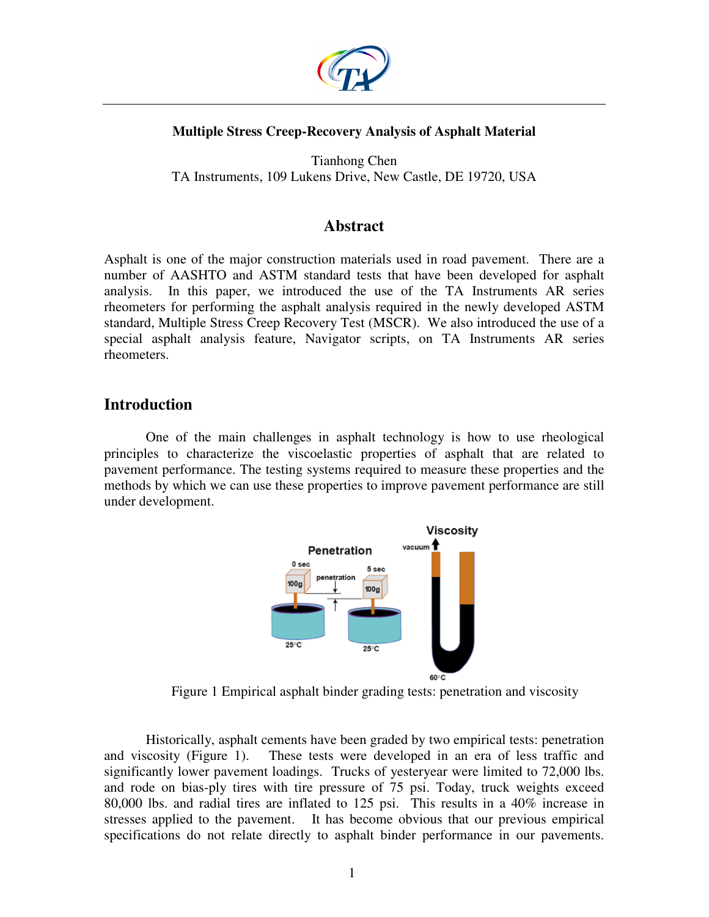**Multiple Stress Creep-Recovery Analysis of Asphalt Material**

Tianhong Chen
TA Instruments, 109 Lukens Drive, New Castle, DE 19720, USA

## Abstract

Asphalt is one of the major construction materials used in road pavement. There are a number of AASHTO and ASTM standard tests that have been developed for asphalt analysis. In this paper, we introduced the use of the TA Instruments AR series rheometers for performing the asphalt analysis required in the newly developed ASTM standard, Multiple Stress Creep Recovery Test (MSCR). We also introduced the use of a special asphalt analysis feature, Navigator scripts, on TA Instruments AR series rheometers.

## Introduction

One of the main challenges in asphalt technology is how to use rheological principles to characterize the viscoelastic properties of asphalt that are related to pavement performance. The testing systems required to measure these properties and the methods by which we can use these properties to improve pavement performance are still under development.

Figure 1 Empirical asphalt binder grading tests: penetration and viscosity

Historically, asphalt cements have been graded by two empirical tests: penetration and viscosity (Figure 1). These tests were developed in an era of less traffic and significantly lower pavement loadings. Trucks of yesteryear were limited to 72,000 lbs. and rode on bias-ply tires with tire pressure of 75 psi. Today, truck weights exceed 80,000 lbs. and radial tires are inflated to 125 psi. This results in a 40% increase in stresses applied to the pavement. It has become obvious that our previous empirical specifications do not relate directly to asphalt binder performance in our pavements.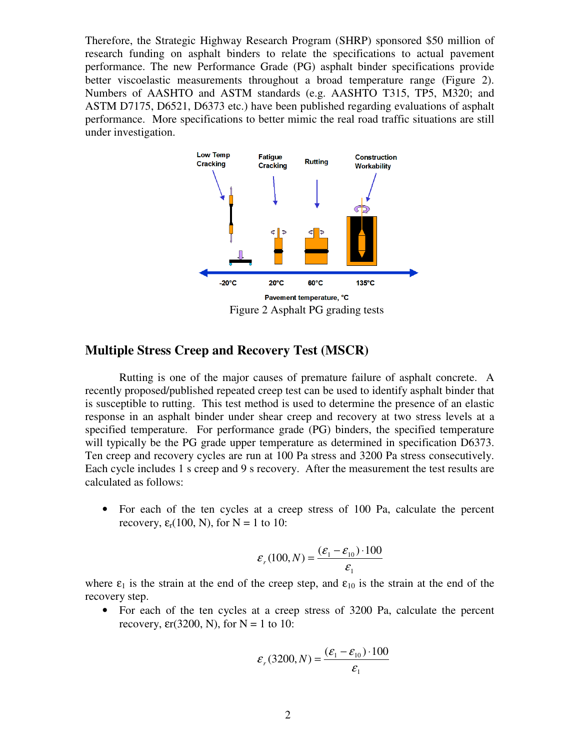Therefore, the Strategic Highway Research Program (SHRP) sponsored $50 million of research funding on asphalt binders to relate the specifications to actual pavement performance. The new Performance Grade (PG) asphalt binder specifications provide better viscoelastic measurements throughout a broad temperature range (Figure 2). Numbers of AASHTO and ASTM standards (e.g. AASHTO T315, TP5, M320; and ASTM D7175, D6521, D6373 etc.) have been published regarding evaluations of asphalt performance. More specifications to better mimic the real road traffic situations are still under investigation.

Figure 2 Asphalt PG grading tests

## Multiple Stress Creep and Recovery Test (MSCR)

Rutting is one of the major causes of premature failure of asphalt concrete. A recently proposed/published repeated creep test can be used to identify asphalt binder that is susceptible to rutting. This test method is used to determine the presence of an elastic response in an asphalt binder under shear creep and recovery at two stress levels at a specified temperature. For performance grade (PG) binders, the specified temperature will typically be the PG grade upper temperature as determined in specification D6373. Ten creep and recovery cycles are run at 100 Pa stress and 3200 Pa stress consecutively. Each cycle includes 1 s creep and 9 s recovery. After the measurement the test results are calculated as follows:

- For each of the ten cycles at a creep stress of 100 Pa, calculate the percent recovery, $\varepsilon_r(100, N)$, for N = 1 to 10:

$$\varepsilon_r(100, N) = \frac{(\varepsilon_1 - \varepsilon_{10}) \cdot 100}{\varepsilon_1}$$

where $\varepsilon_1$ is the strain at the end of the creep step, and $\varepsilon_{10}$ is the strain at the end of the recovery step.

- For each of the ten cycles at a creep stress of 3200 Pa, calculate the percent recovery, $\varepsilon r(3200, N)$, for N = 1 to 10:

$$\varepsilon_r(3200, N) = \frac{(\varepsilon_1 - \varepsilon_{10}) \cdot 100}{\varepsilon_1}$$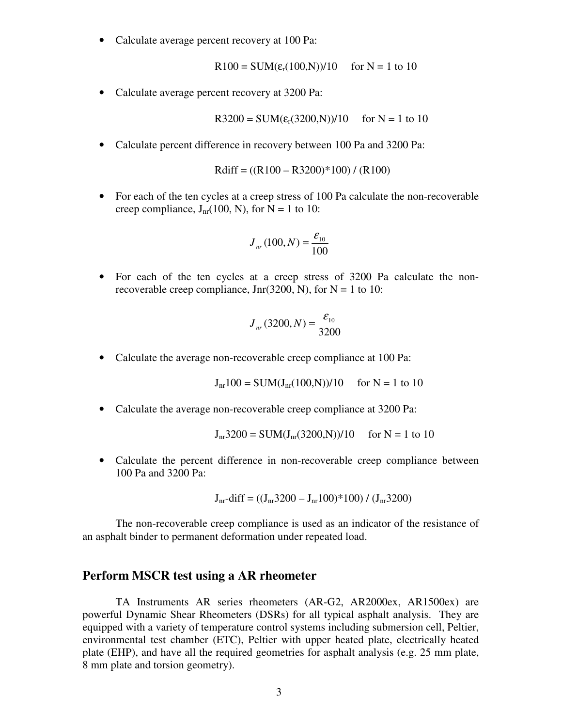- Calculate average percent recovery at 100 Pa:

$$R100 = SUM(\varepsilon_r(100,N))/10 \quad \text{for } N = 1 \text{ to } 10$$

- Calculate average percent recovery at 3200 Pa:

$$R3200 = SUM(\varepsilon_r(3200,N))/10 \quad \text{for } N = 1 \text{ to } 10$$

- Calculate percent difference in recovery between 100 Pa and 3200 Pa:

$$Rdiff = ((R100 - R3200)*100) / (R100)$$

- For each of the ten cycles at a creep stress of 100 Pa calculate the non-recoverable creep compliance, $J_{nr}(100, N)$, for N = 1 to 10:

$$J_{nr}(100, N) = \frac{\varepsilon_{10}}{100}$$

- For each of the ten cycles at a creep stress of 3200 Pa calculate the non-recoverable creep compliance, Jnr(3200, N), for N = 1 to 10:

$$J_{nr}(3200, N) = \frac{\varepsilon_{10}}{3200}$$

- Calculate the average non-recoverable creep compliance at 100 Pa:

$$J_{nr}100 = SUM(J_{nr}(100,N))/10 \quad \text{for } N = 1 \text{ to } 10$$

- Calculate the average non-recoverable creep compliance at 3200 Pa:

$$J_{nr}3200 = SUM(J_{nr}(3200,N))/10 \quad \text{for } N = 1 \text{ to } 10$$

- Calculate the percent difference in non-recoverable creep compliance between 100 Pa and 3200 Pa:

$$J_{nr}\text{-}diff = ((J_{nr}3200 - J_{nr}100)*100) / (J_{nr}3200)$$

The non-recoverable creep compliance is used as an indicator of the resistance of an asphalt binder to permanent deformation under repeated load.

## Perform MSCR test using a AR rheometer

TA Instruments AR series rheometers (AR-G2, AR2000ex, AR1500ex) are powerful Dynamic Shear Rheometers (DSRs) for all typical asphalt analysis. They are equipped with a variety of temperature control systems including submersion cell, Peltier, environmental test chamber (ETC), Peltier with upper heated plate, electrically heated plate (EHP), and have all the required geometries for asphalt analysis (e.g. 25 mm plate, 8 mm plate and torsion geometry).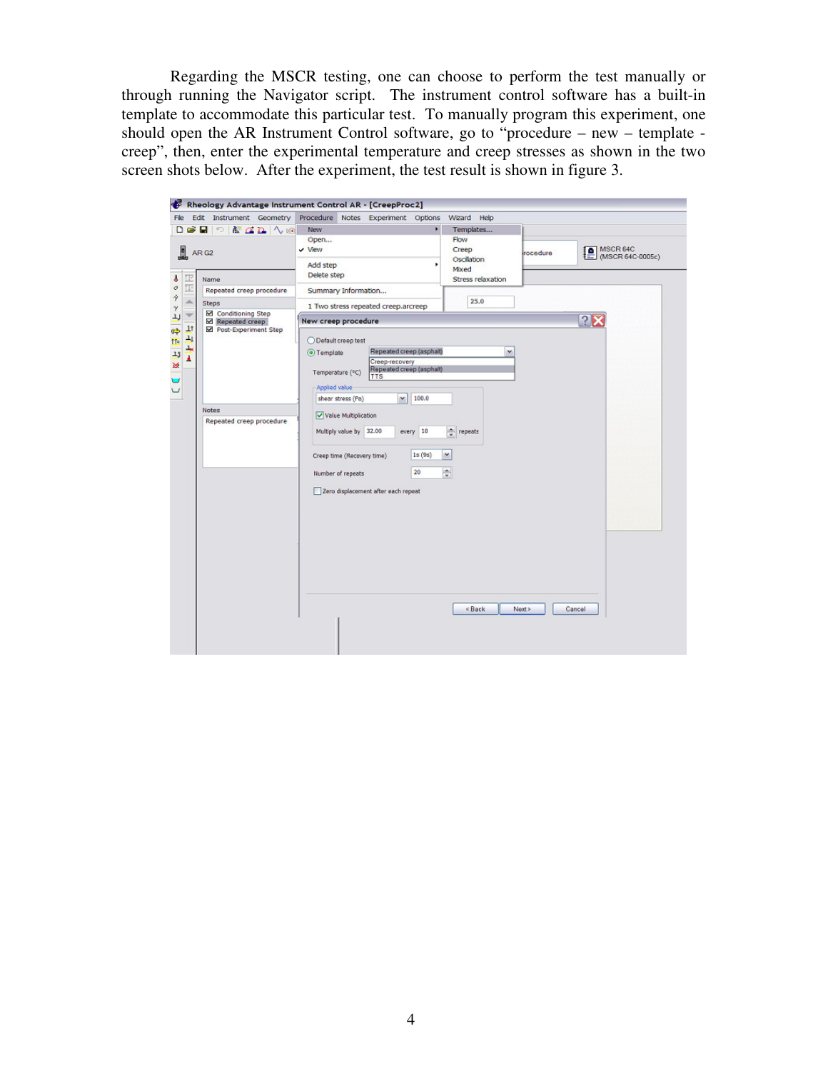Regarding the MSCR testing, one can choose to perform the test manually or through running the Navigator script. The instrument control software has a built-in template to accommodate this particular test. To manually program this experiment, one should open the AR Instrument Control software, go to "procedure – new – template - creep", then, enter the experimental temperature and creep stresses as shown in the two screen shots below. After the experiment, the test result is shown in figure 3.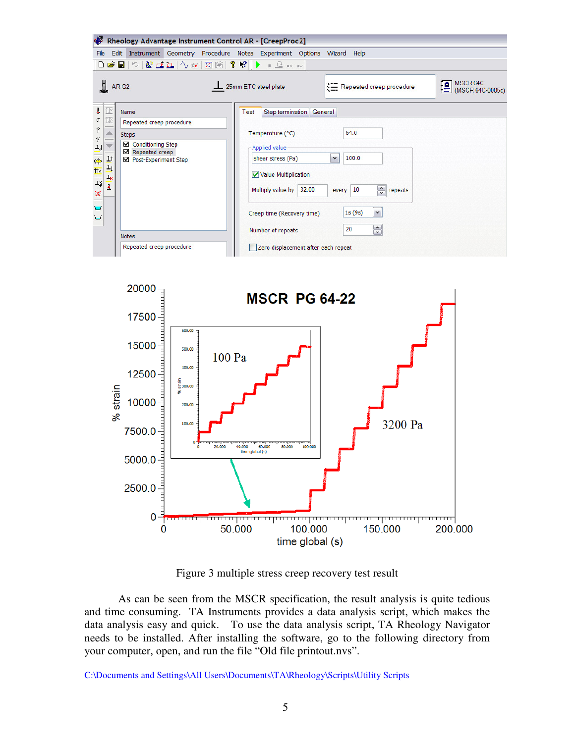Figure 3 multiple stress creep recovery test result

As can be seen from the MSCR specification, the result analysis is quite tedious and time consuming. TA Instruments provides a data analysis script, which makes the data analysis easy and quick. To use the data analysis script, TA Rheology Navigator needs to be installed. After installing the software, go to the following directory from your computer, open, and run the file “Old file printout.nvs”.

C:\Documents and Settings\All Users\Documents\TA\Rheology\Scripts\Utility Scripts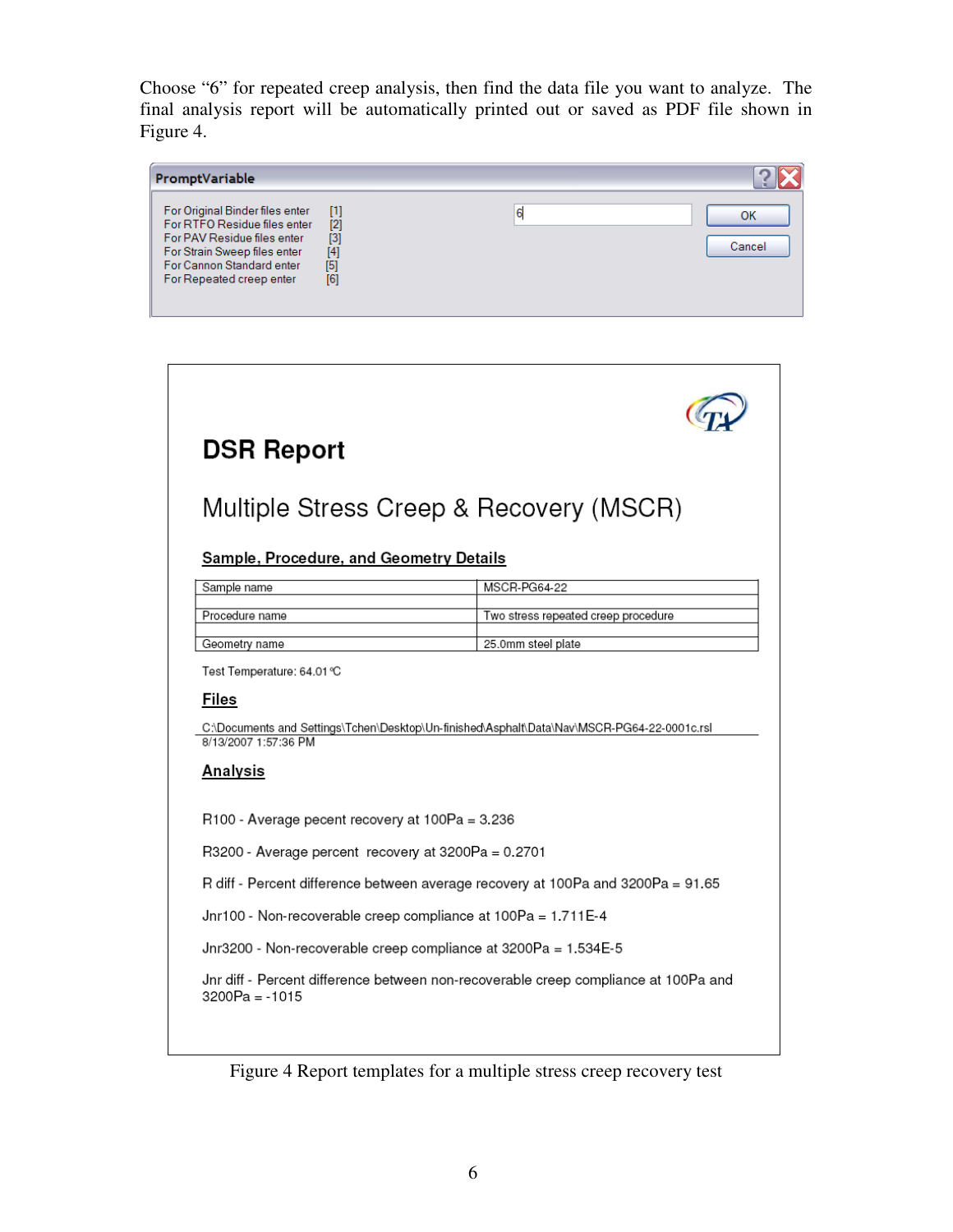Choose "6" for repeated creep analysis, then find the data file you want to analyze. The final analysis report will be automatically printed out or saved as PDF file shown in Figure 4.

**PromptVariable**

For Original Binder files enter [1]
For RTFO Residue files enter [2]
For PAV Residue files enter [3]
For Strain Sweep files enter [4]
For Cannon Standard enter [5]
For Repeated creep enter [6]

6

OK

Cancel

# DSR Report

## Multiple Stress Creep & Recovery (MSCR)

### Sample, Procedure, and Geometry Details

| Sample name | MSCR-PG64-22 |
|---|---|
| Procedure name | Two stress repeated creep procedure |
| Geometry name | 25.0mm steel plate |

Test Temperature: 64.01 °C

### Files

C:\Documents and Settings\Tchen\Desktop\Un-finished\Asphalt\Data\Nav\MSCR-PG64-22-0001c.rsl
8/13/2007 1:57:36 PM

### Analysis

R100 - Average pecent recovery at 100Pa = 3.236

R3200 - Average percent recovery at 3200Pa = 0.2701

R diff - Percent difference between average recovery at 100Pa and 3200Pa = 91.65

Jnr100 - Non-recoverable creep compliance at 100Pa = 1.711E-4

Jnr3200 - Non-recoverable creep compliance at 3200Pa = 1.534E-5

Jnr diff - Percent difference between non-recoverable creep compliance at 100Pa and 3200Pa = -1015

Figure 4 Report templates for a multiple stress creep recovery test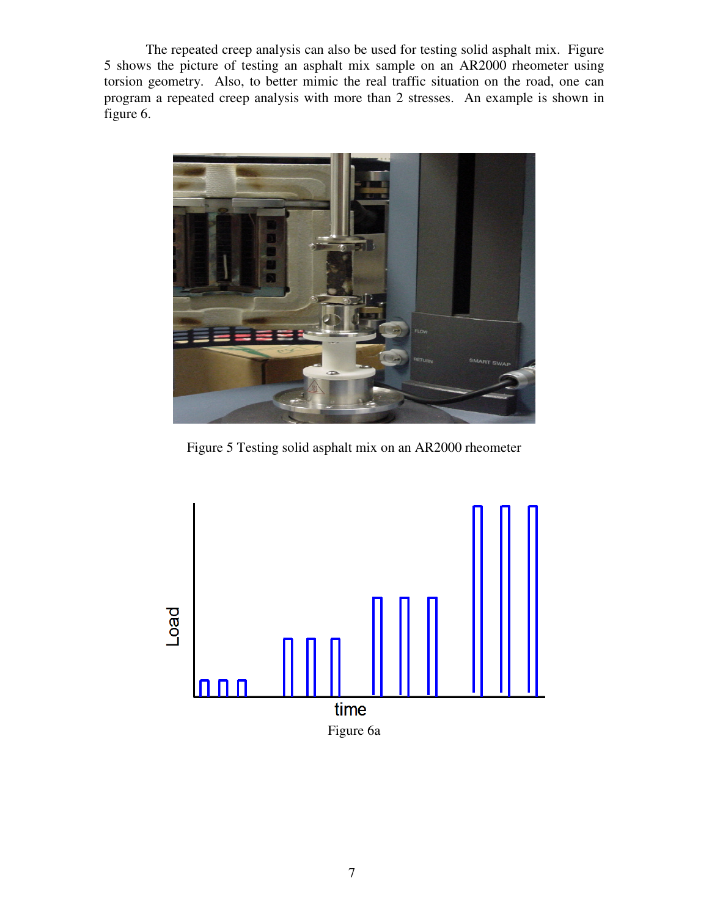The repeated creep analysis can also be used for testing solid asphalt mix. Figure 5 shows the picture of testing an asphalt mix sample on an AR2000 rheometer using torsion geometry. Also, to better mimic the real traffic situation on the road, one can program a repeated creep analysis with more than 2 stresses. An example is shown in figure 6.

Figure 5 Testing solid asphalt mix on an AR2000 rheometer

Figure 6a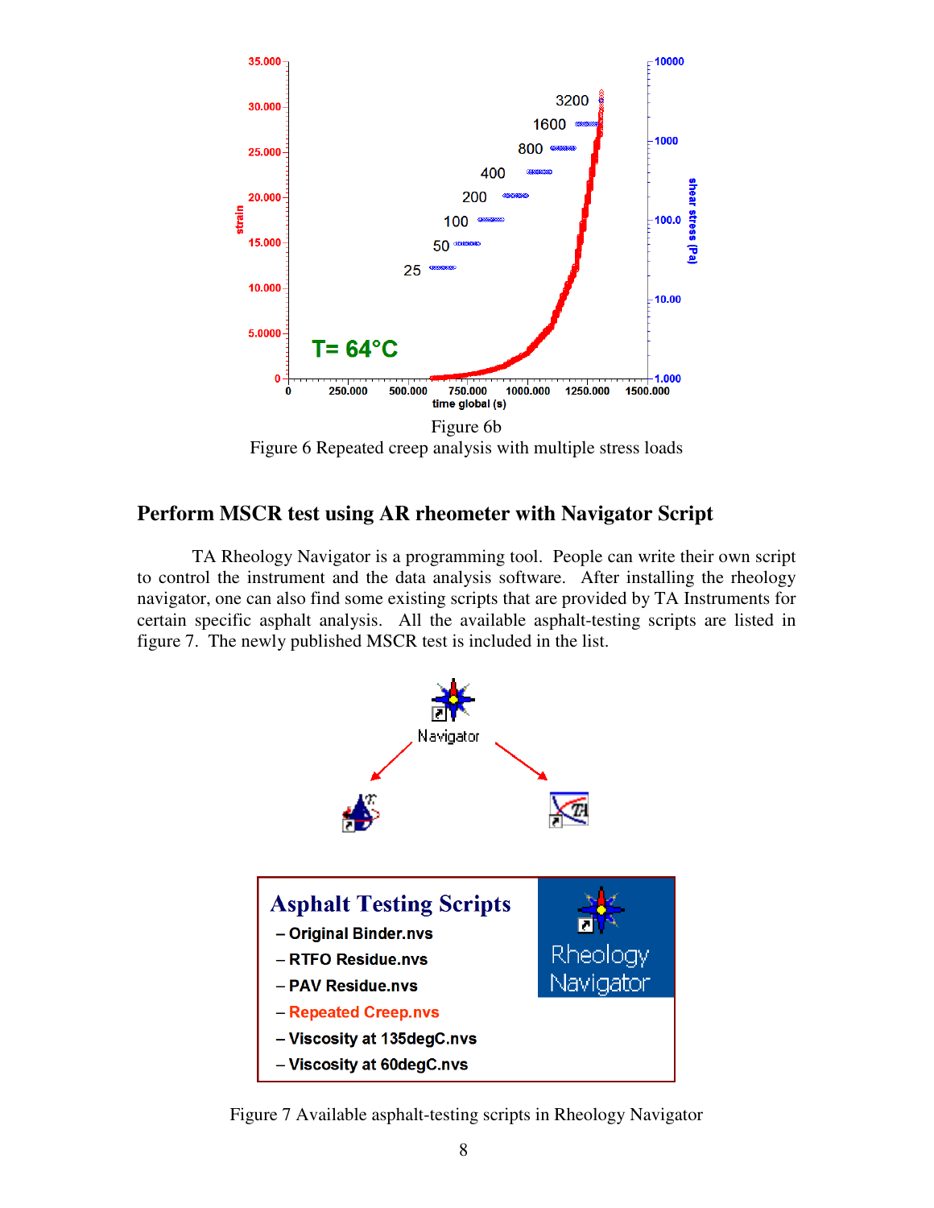Figure 6b

Figure 6 Repeated creep analysis with multiple stress loads

## Perform MSCR test using AR rheometer with Navigator Script

TA Rheology Navigator is a programming tool. People can write their own script to control the instrument and the data analysis software. After installing the rheology navigator, one can also find some existing scripts that are provided by TA Instruments for certain specific asphalt analysis. All the available asphalt-testing scripts are listed in figure 7. The newly published MSCR test is included in the list.

Figure 7 Available asphalt-testing scripts in Rheology Navigator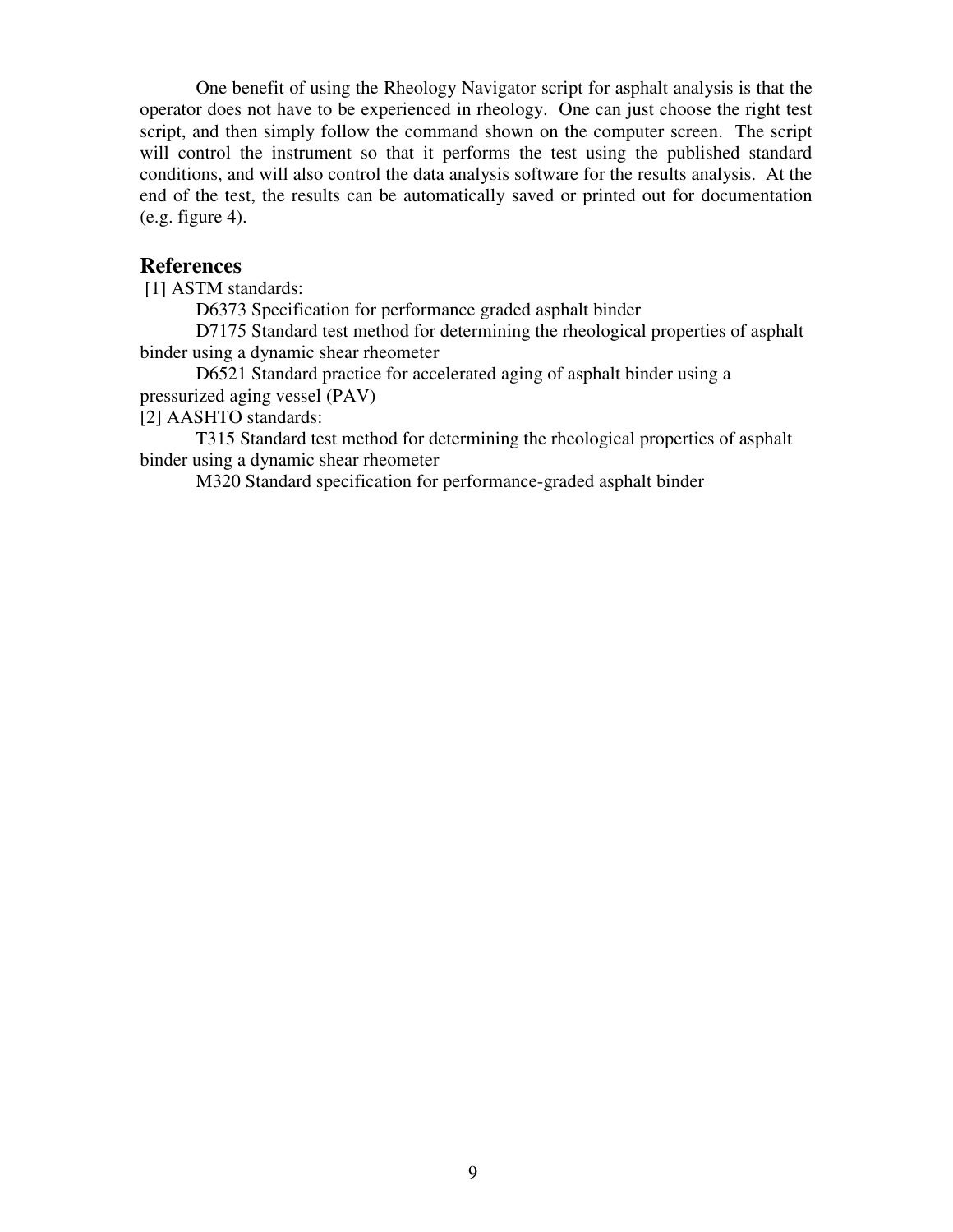One benefit of using the Rheology Navigator script for asphalt analysis is that the operator does not have to be experienced in rheology. One can just choose the right test script, and then simply follow the command shown on the computer screen. The script will control the instrument so that it performs the test using the published standard conditions, and will also control the data analysis software for the results analysis. At the end of the test, the results can be automatically saved or printed out for documentation (e.g. figure 4).

## References

[1] ASTM standards:

D6373 Specification for performance graded asphalt binder

D7175 Standard test method for determining the rheological properties of asphalt binder using a dynamic shear rheometer

D6521 Standard practice for accelerated aging of asphalt binder using a pressurized aging vessel (PAV)

[2] AASHTO standards:

T315 Standard test method for determining the rheological properties of asphalt binder using a dynamic shear rheometer

M320 Standard specification for performance-graded asphalt binder